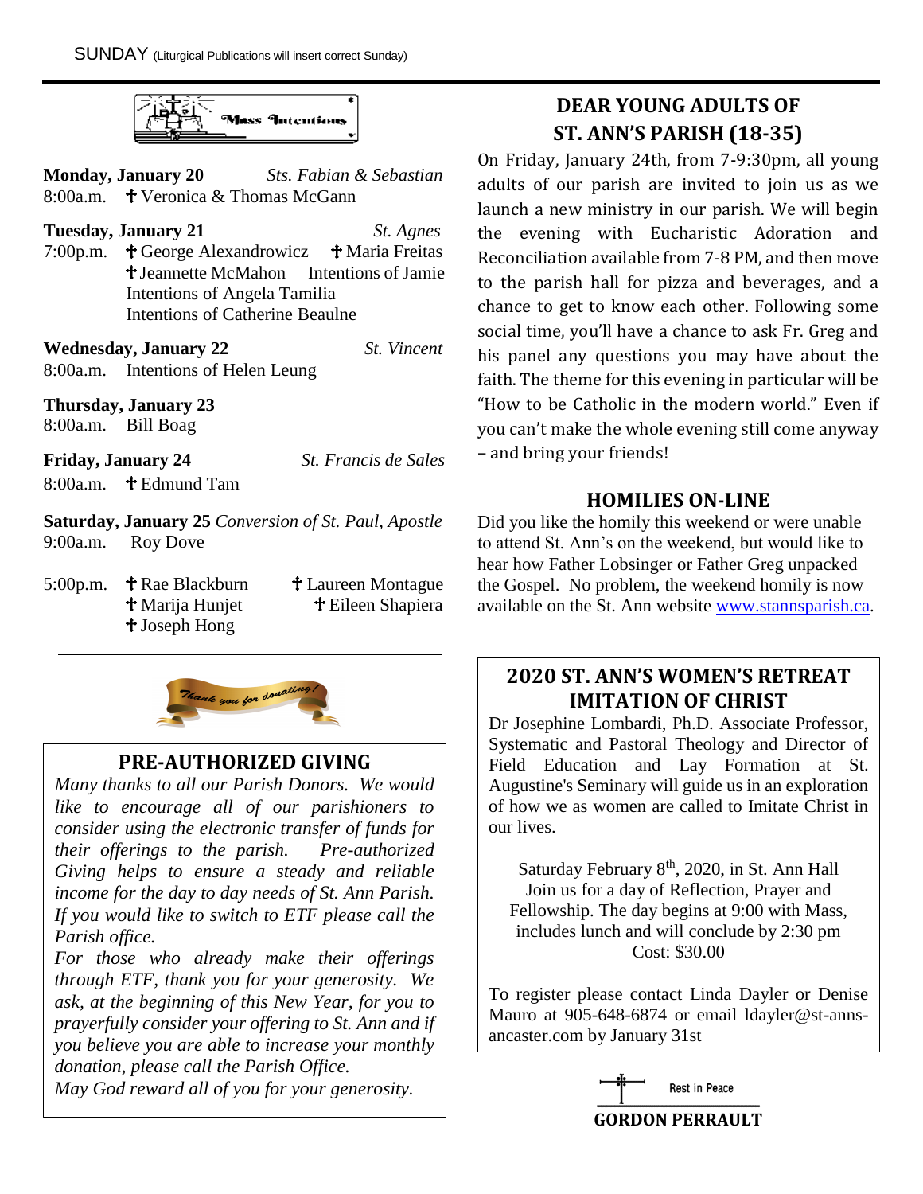SUNDAY (Liturgical Publications will insert correct Sunday)

## Mass Intentions

**Monday, January 20** *Sts. Fabian & Sebastian*
8:00a.m. ✝ Veronica & Thomas McGann

**Tuesday, January 21** *St. Agnes*
7:00p.m. ✝ George Alexandrowicz ✝ Maria Freitas
✝ Jeannette McMahon Intentions of Jamie
Intentions of Angela Tamilia
Intentions of Catherine Beaulne

**Wednesday, January 22** *St. Vincent*
8:00a.m. Intentions of Helen Leung

**Thursday, January 23**
8:00a.m. Bill Boag

**Friday, January 24** *St. Francis de Sales*
8:00a.m. ✝ Edmund Tam

**Saturday, January 25** *Conversion of St. Paul, Apostle*
9:00a.m. Roy Dove

5:00p.m. ✝ Rae Blackburn ✝ Laureen Montague
✝ Marija Hunjet ✝ Eileen Shapiera
✝ Joseph Hong

*Thank you for donating!*

## PRE-AUTHORIZED GIVING

*Many thanks to all our Parish Donors. We would like to encourage all of our parishioners to consider using the electronic transfer of funds for their offerings to the parish. Pre-authorized Giving helps to ensure a steady and reliable income for the day to day needs of St. Ann Parish. If you would like to switch to ETF please call the Parish office.*

*For those who already make their offerings through ETF, thank you for your generosity. We ask, at the beginning of this New Year, for you to prayerfully consider your offering to St. Ann and if you believe you are able to increase your monthly donation, please call the Parish Office.*

*May God reward all of you for your generosity.*

## DEAR YOUNG ADULTS OF ST. ANN'S PARISH (18-35)

On Friday, January 24th, from 7-9:30pm, all young adults of our parish are invited to join us as we launch a new ministry in our parish. We will begin the evening with Eucharistic Adoration and Reconciliation available from 7-8 PM, and then move to the parish hall for pizza and beverages, and a chance to get to know each other. Following some social time, you'll have a chance to ask Fr. Greg and his panel any questions you may have about the faith. The theme for this evening in particular will be "How to be Catholic in the modern world." Even if you can't make the whole evening still come anyway – and bring your friends!

## HOMILIES ON-LINE

Did you like the homily this weekend or were unable to attend St. Ann's on the weekend, but would like to hear how Father Lobsinger or Father Greg unpacked the Gospel. No problem, the weekend homily is now available on the St. Ann website www.stannsparish.ca.

## 2020 ST. ANN'S WOMEN'S RETREAT IMITATION OF CHRIST

Dr Josephine Lombardi, Ph.D. Associate Professor, Systematic and Pastoral Theology and Director of Field Education and Lay Formation at St. Augustine's Seminary will guide us in an exploration of how we as women are called to Imitate Christ in our lives.

Saturday February 8th, 2020, in St. Ann Hall
Join us for a day of Reflection, Prayer and Fellowship. The day begins at 9:00 with Mass, includes lunch and will conclude by 2:30 pm
Cost: $30.00

To register please contact Linda Dayler or Denise Mauro at 905-648-6874 or email ldayler@st-anns-ancaster.com by January 31st

Rest in Peace

**GORDON PERRAULT**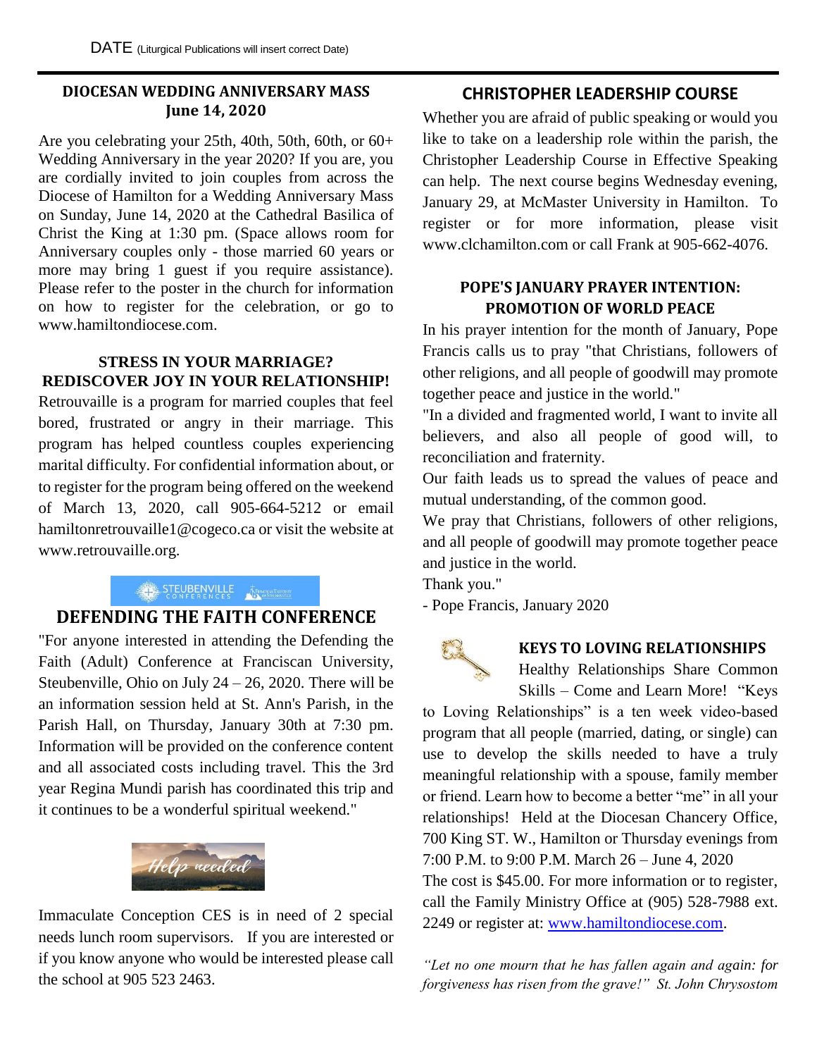DATE (Liturgical Publications will insert correct Date)

## DIOCESAN WEDDING ANNIVERSARY MASS
## June 14, 2020

Are you celebrating your 25th, 40th, 50th, 60th, or 60+ Wedding Anniversary in the year 2020? If you are, you are cordially invited to join couples from across the Diocese of Hamilton for a Wedding Anniversary Mass on Sunday, June 14, 2020 at the Cathedral Basilica of Christ the King at 1:30 pm. (Space allows room for Anniversary couples only - those married 60 years or more may bring 1 guest if you require assistance). Please refer to the poster in the church for information on how to register for the celebration, or go to www.hamiltondiocese.com.

## STRESS IN YOUR MARRIAGE? REDISCOVER JOY IN YOUR RELATIONSHIP!

Retrouvaille is a program for married couples that feel bored, frustrated or angry in their marriage. This program has helped countless couples experiencing marital difficulty. For confidential information about, or to register for the program being offered on the weekend of March 13, 2020, call 905-664-5212 or email hamiltonretrouvaille1@cogeco.ca or visit the website at www.retrouvaille.org.

## DEFENDING THE FAITH CONFERENCE

"For anyone interested in attending the Defending the Faith (Adult) Conference at Franciscan University, Steubenville, Ohio on July 24 – 26, 2020. There will be an information session held at St. Ann's Parish, in the Parish Hall, on Thursday, January 30th at 7:30 pm. Information will be provided on the conference content and all associated costs including travel. This the 3rd year Regina Mundi parish has coordinated this trip and it continues to be a wonderful spiritual weekend."

Help needed

Immaculate Conception CES is in need of 2 special needs lunch room supervisors. If you are interested or if you know anyone who would be interested please call the school at 905 523 2463.

## CHRISTOPHER LEADERSHIP COURSE

Whether you are afraid of public speaking or would you like to take on a leadership role within the parish, the Christopher Leadership Course in Effective Speaking can help. The next course begins Wednesday evening, January 29, at McMaster University in Hamilton. To register or for more information, please visit www.clchamilton.com or call Frank at 905-662-4076.

## POPE'S JANUARY PRAYER INTENTION: PROMOTION OF WORLD PEACE

In his prayer intention for the month of January, Pope Francis calls us to pray "that Christians, followers of other religions, and all people of goodwill may promote together peace and justice in the world."

"In a divided and fragmented world, I want to invite all believers, and also all people of good will, to reconciliation and fraternity.

Our faith leads us to spread the values of peace and mutual understanding, of the common good.

We pray that Christians, followers of other religions, and all people of goodwill may promote together peace and justice in the world.

Thank you."

- Pope Francis, January 2020

## KEYS TO LOVING RELATIONSHIPS

Healthy Relationships Share Common Skills – Come and Learn More! "Keys to Loving Relationships" is a ten week video-based program that all people (married, dating, or single) can use to develop the skills needed to have a truly meaningful relationship with a spouse, family member or friend. Learn how to become a better "me" in all your relationships! Held at the Diocesan Chancery Office, 700 King ST. W., Hamilton or Thursday evenings from 7:00 P.M. to 9:00 P.M. March 26 – June 4, 2020

The cost is $45.00. For more information or to register, call the Family Ministry Office at (905) 528-7988 ext. 2249 or register at: www.hamiltondiocese.com.

*"Let no one mourn that he has fallen again and again: for forgiveness has risen from the grave!" St. John Chrysostom*